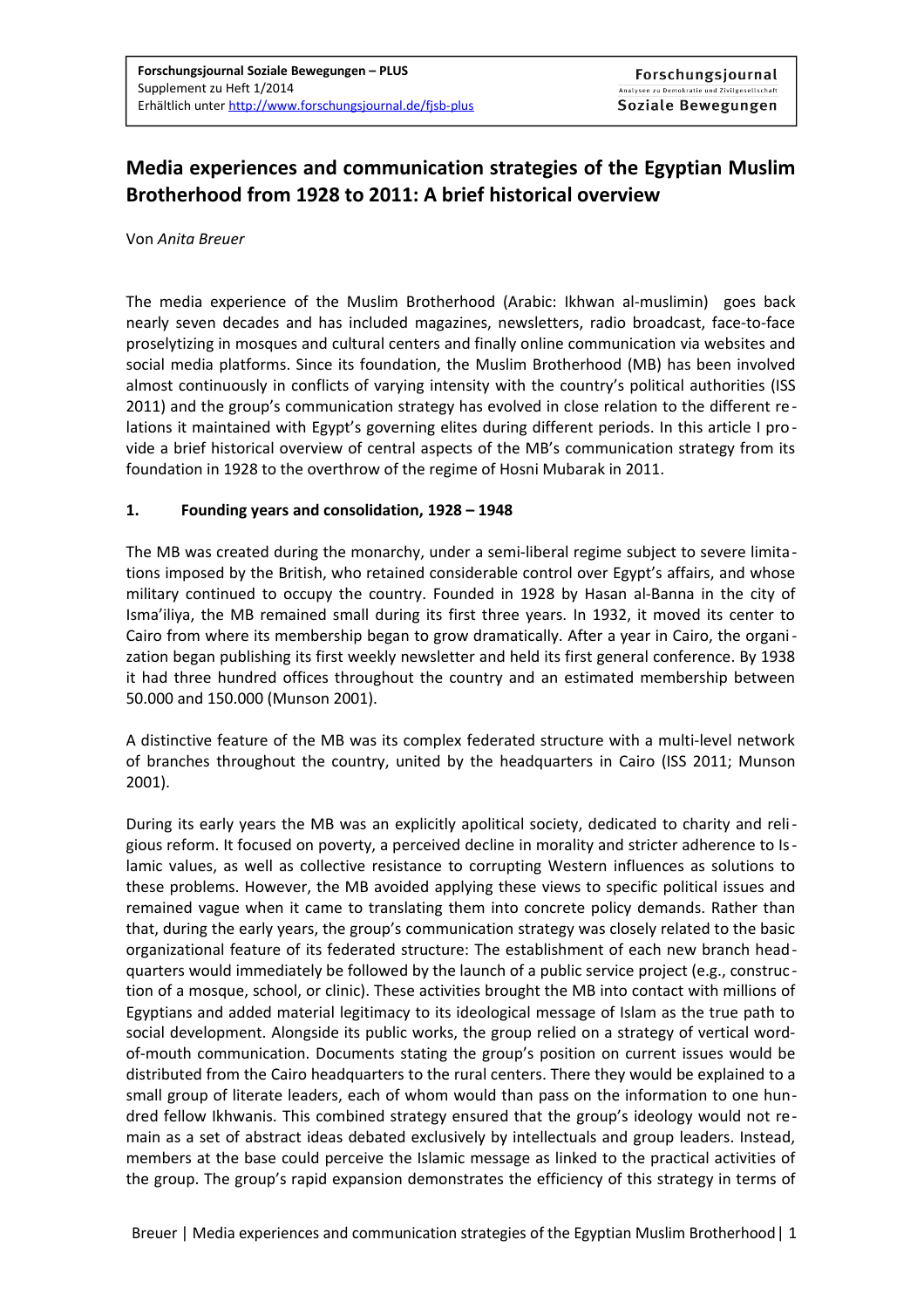# Media experiences and communication strategies of the Egyptian Muslim Brotherhood from 1928 to 2011: A brief historical overview

Von *Anita Breuer*

The media experience of the Muslim Brotherhood (Arabic: Ikhwan al-muslimin) goes back nearly seven decades and has included magazines, newsletters, radio broadcast, face-to-face proselytizing in mosques and cultural centers and finally online communication via websites and social media platforms. Since its foundation, the Muslim Brotherhood (MB) has been involved almost continuously in conflicts of varying intensity with the country's political authorities (ISS 2011) and the group's communication strategy has evolved in close relation to the different relations it maintained with Egypt's governing elites during different periods. In this article I provide a brief historical overview of central aspects of the MB's communication strategy from its foundation in 1928 to the overthrow of the regime of Hosni Mubarak in 2011.

## 1. Founding years and consolidation, 1928 – 1948

The MB was created during the monarchy, under a semi-liberal regime subject to severe limitations imposed by the British, who retained considerable control over Egypt's affairs, and whose military continued to occupy the country. Founded in 1928 by Hasan al-Banna in the city of Isma'iliya, the MB remained small during its first three years. In 1932, it moved its center to Cairo from where its membership began to grow dramatically. After a year in Cairo, the organization began publishing its first weekly newsletter and held its first general conference. By 1938 it had three hundred offices throughout the country and an estimated membership between 50.000 and 150.000 (Munson 2001).

A distinctive feature of the MB was its complex federated structure with a multi-level network of branches throughout the country, united by the headquarters in Cairo (ISS 2011; Munson 2001).

During its early years the MB was an explicitly apolitical society, dedicated to charity and religious reform. It focused on poverty, a perceived decline in morality and stricter adherence to Islamic values, as well as collective resistance to corrupting Western influences as solutions to these problems. However, the MB avoided applying these views to specific political issues and remained vague when it came to translating them into concrete policy demands. Rather than that, during the early years, the group's communication strategy was closely related to the basic organizational feature of its federated structure: The establishment of each new branch headquarters would immediately be followed by the launch of a public service project (e.g., construction of a mosque, school, or clinic). These activities brought the MB into contact with millions of Egyptians and added material legitimacy to its ideological message of Islam as the true path to social development. Alongside its public works, the group relied on a strategy of vertical word-of-mouth communication. Documents stating the group's position on current issues would be distributed from the Cairo headquarters to the rural centers. There they would be explained to a small group of literate leaders, each of whom would than pass on the information to one hundred fellow Ikhwanis. This combined strategy ensured that the group's ideology would not remain as a set of abstract ideas debated exclusively by intellectuals and group leaders. Instead, members at the base could perceive the Islamic message as linked to the practical activities of the group. The group's rapid expansion demonstrates the efficiency of this strategy in terms of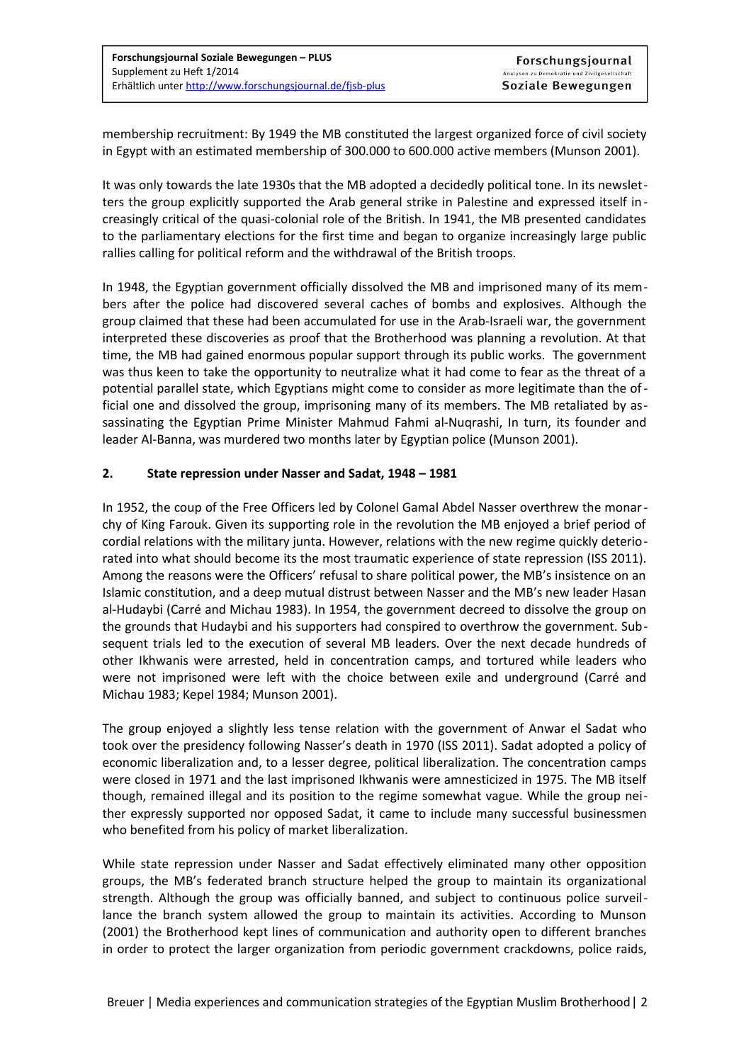membership recruitment: By 1949 the MB constituted the largest organized force of civil society in Egypt with an estimated membership of 300.000 to 600.000 active members (Munson 2001).

It was only towards the late 1930s that the MB adopted a decidedly political tone. In its newsletters the group explicitly supported the Arab general strike in Palestine and expressed itself increasingly critical of the quasi-colonial role of the British. In 1941, the MB presented candidates to the parliamentary elections for the first time and began to organize increasingly large public rallies calling for political reform and the withdrawal of the British troops.

In 1948, the Egyptian government officially dissolved the MB and imprisoned many of its members after the police had discovered several caches of bombs and explosives. Although the group claimed that these had been accumulated for use in the Arab-Israeli war, the government interpreted these discoveries as proof that the Brotherhood was planning a revolution. At that time, the MB had gained enormous popular support through its public works. The government was thus keen to take the opportunity to neutralize what it had come to fear as the threat of a potential parallel state, which Egyptians might come to consider as more legitimate than the official one and dissolved the group, imprisoning many of its members. The MB retaliated by assassinating the Egyptian Prime Minister Mahmud Fahmi al-Nuqrashi, In turn, its founder and leader Al-Banna, was murdered two months later by Egyptian police (Munson 2001).

## 2. State repression under Nasser and Sadat, 1948 – 1981

In 1952, the coup of the Free Officers led by Colonel Gamal Abdel Nasser overthrew the monarchy of King Farouk. Given its supporting role in the revolution the MB enjoyed a brief period of cordial relations with the military junta. However, relations with the new regime quickly deteriorated into what should become its the most traumatic experience of state repression (ISS 2011). Among the reasons were the Officers' refusal to share political power, the MB's insistence on an Islamic constitution, and a deep mutual distrust between Nasser and the MB's new leader Hasan al-Hudaybi (Carré and Michau 1983). In 1954, the government decreed to dissolve the group on the grounds that Hudaybi and his supporters had conspired to overthrow the government. Subsequent trials led to the execution of several MB leaders. Over the next decade hundreds of other Ikhwanis were arrested, held in concentration camps, and tortured while leaders who were not imprisoned were left with the choice between exile and underground (Carré and Michau 1983; Kepel 1984; Munson 2001).

The group enjoyed a slightly less tense relation with the government of Anwar el Sadat who took over the presidency following Nasser's death in 1970 (ISS 2011). Sadat adopted a policy of economic liberalization and, to a lesser degree, political liberalization. The concentration camps were closed in 1971 and the last imprisoned Ikhwanis were amnesticized in 1975. The MB itself though, remained illegal and its position to the regime somewhat vague. While the group neither expressly supported nor opposed Sadat, it came to include many successful businessmen who benefited from his policy of market liberalization.

While state repression under Nasser and Sadat effectively eliminated many other opposition groups, the MB's federated branch structure helped the group to maintain its organizational strength. Although the group was officially banned, and subject to continuous police surveillance the branch system allowed the group to maintain its activities. According to Munson (2001) the Brotherhood kept lines of communication and authority open to different branches in order to protect the larger organization from periodic government crackdowns, police raids,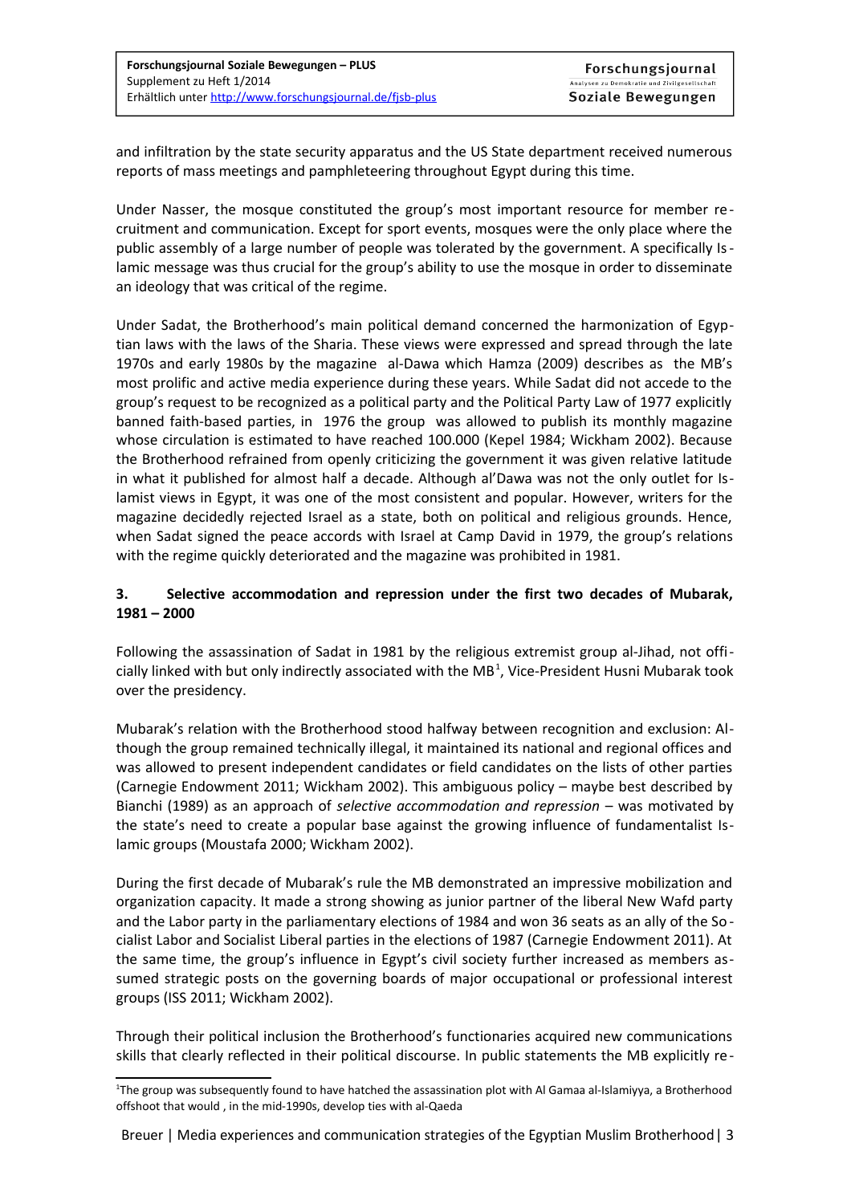and infiltration by the state security apparatus and the US State department received numerous reports of mass meetings and pamphleteering throughout Egypt during this time.

Under Nasser, the mosque constituted the group's most important resource for member recruitment and communication. Except for sport events, mosques were the only place where the public assembly of a large number of people was tolerated by the government. A specifically Islamic message was thus crucial for the group's ability to use the mosque in order to disseminate an ideology that was critical of the regime.

Under Sadat, the Brotherhood's main political demand concerned the harmonization of Egyptian laws with the laws of the Sharia. These views were expressed and spread through the late 1970s and early 1980s by the magazine al-Dawa which Hamza (2009) describes as the MB's most prolific and active media experience during these years. While Sadat did not accede to the group's request to be recognized as a political party and the Political Party Law of 1977 explicitly banned faith-based parties, in 1976 the group was allowed to publish its monthly magazine whose circulation is estimated to have reached 100.000 (Kepel 1984; Wickham 2002). Because the Brotherhood refrained from openly criticizing the government it was given relative latitude in what it published for almost half a decade. Although al'Dawa was not the only outlet for Islamist views in Egypt, it was one of the most consistent and popular. However, writers for the magazine decidedly rejected Israel as a state, both on political and religious grounds. Hence, when Sadat signed the peace accords with Israel at Camp David in 1979, the group's relations with the regime quickly deteriorated and the magazine was prohibited in 1981.

## 3. Selective accommodation and repression under the first two decades of Mubarak, 1981 – 2000

Following the assassination of Sadat in 1981 by the religious extremist group al-Jihad, not officially linked with but only indirectly associated with the MB[1], Vice-President Husni Mubarak took over the presidency.

Mubarak's relation with the Brotherhood stood halfway between recognition and exclusion: Although the group remained technically illegal, it maintained its national and regional offices and was allowed to present independent candidates or field candidates on the lists of other parties (Carnegie Endowment 2011; Wickham 2002). This ambiguous policy – maybe best described by Bianchi (1989) as an approach of *selective accommodation and repression* – was motivated by the state's need to create a popular base against the growing influence of fundamentalist Islamic groups (Moustafa 2000; Wickham 2002).

During the first decade of Mubarak's rule the MB demonstrated an impressive mobilization and organization capacity. It made a strong showing as junior partner of the liberal New Wafd party and the Labor party in the parliamentary elections of 1984 and won 36 seats as an ally of the Socialist Labor and Socialist Liberal parties in the elections of 1987 (Carnegie Endowment 2011). At the same time, the group's influence in Egypt's civil society further increased as members assumed strategic posts on the governing boards of major occupational or professional interest groups (ISS 2011; Wickham 2002).

Through their political inclusion the Brotherhood's functionaries acquired new communications skills that clearly reflected in their political discourse. In public statements the MB explicitly re-

[1] The group was subsequently found to have hatched the assassination plot with Al Gamaa al-Islamiyya, a Brotherhood offshoot that would , in the mid-1990s, develop ties with al-Qaeda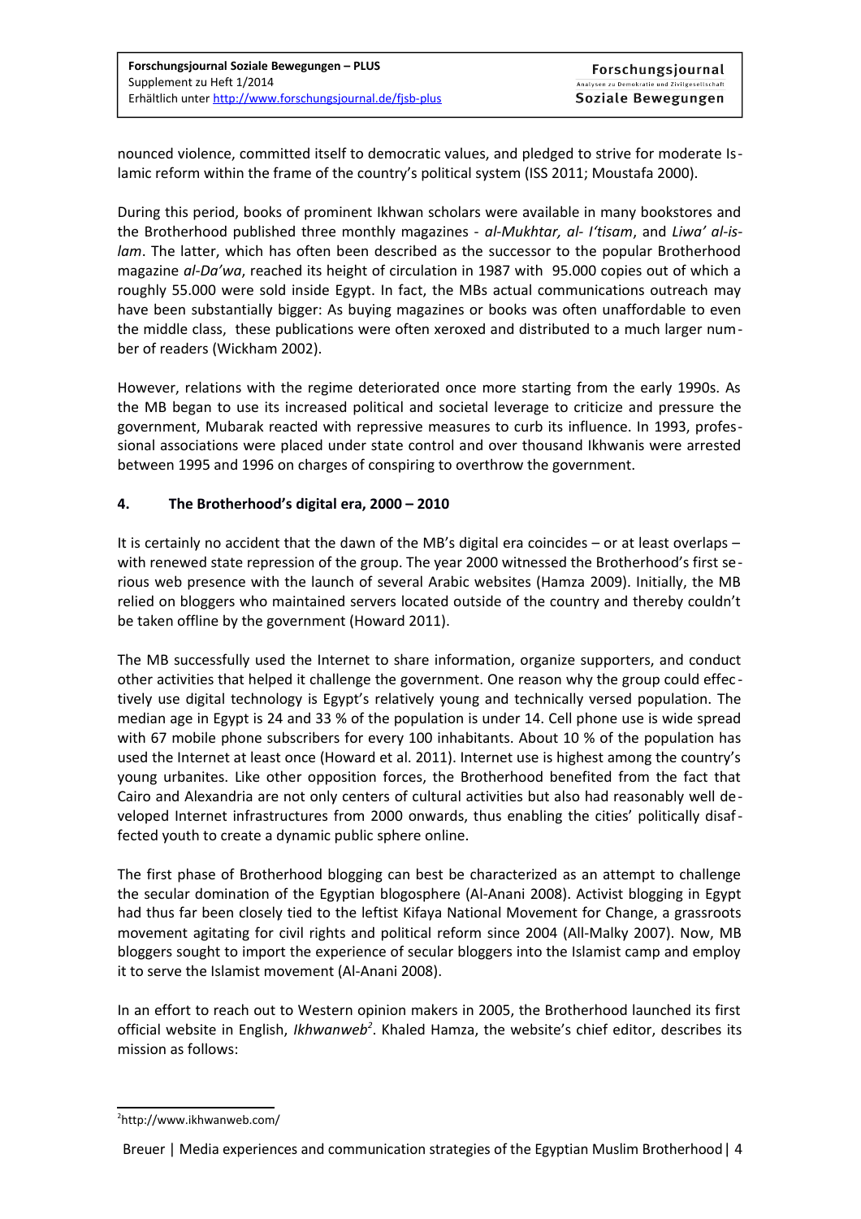nounced violence, committed itself to democratic values, and pledged to strive for moderate Islamic reform within the frame of the country's political system (ISS 2011; Moustafa 2000).

During this period, books of prominent Ikhwan scholars were available in many bookstores and the Brotherhood published three monthly magazines - *al-Mukhtar, al- I'tisam*, and *Liwa' al-islam*. The latter, which has often been described as the successor to the popular Brotherhood magazine *al-Da'wa*, reached its height of circulation in 1987 with 95.000 copies out of which a roughly 55.000 were sold inside Egypt. In fact, the MBs actual communications outreach may have been substantially bigger: As buying magazines or books was often unaffordable to even the middle class, these publications were often xeroxed and distributed to a much larger number of readers (Wickham 2002).

However, relations with the regime deteriorated once more starting from the early 1990s. As the MB began to use its increased political and societal leverage to criticize and pressure the government, Mubarak reacted with repressive measures to curb its influence. In 1993, professional associations were placed under state control and over thousand Ikhwanis were arrested between 1995 and 1996 on charges of conspiring to overthrow the government.

## 4. The Brotherhood's digital era, 2000 – 2010

It is certainly no accident that the dawn of the MB's digital era coincides – or at least overlaps – with renewed state repression of the group. The year 2000 witnessed the Brotherhood's first serious web presence with the launch of several Arabic websites (Hamza 2009). Initially, the MB relied on bloggers who maintained servers located outside of the country and thereby couldn't be taken offline by the government (Howard 2011).

The MB successfully used the Internet to share information, organize supporters, and conduct other activities that helped it challenge the government. One reason why the group could effectively use digital technology is Egypt's relatively young and technically versed population. The median age in Egypt is 24 and 33 % of the population is under 14. Cell phone use is wide spread with 67 mobile phone subscribers for every 100 inhabitants. About 10 % of the population has used the Internet at least once (Howard et al. 2011). Internet use is highest among the country's young urbanites. Like other opposition forces, the Brotherhood benefited from the fact that Cairo and Alexandria are not only centers of cultural activities but also had reasonably well developed Internet infrastructures from 2000 onwards, thus enabling the cities' politically disaffected youth to create a dynamic public sphere online.

The first phase of Brotherhood blogging can best be characterized as an attempt to challenge the secular domination of the Egyptian blogosphere (Al-Anani 2008). Activist blogging in Egypt had thus far been closely tied to the leftist Kifaya National Movement for Change, a grassroots movement agitating for civil rights and political reform since 2004 (All-Malky 2007). Now, MB bloggers sought to import the experience of secular bloggers into the Islamist camp and employ it to serve the Islamist movement (Al-Anani 2008).

In an effort to reach out to Western opinion makers in 2005, the Brotherhood launched its first official website in English, *Ikhwanweb*[2]. Khaled Hamza, the website's chief editor, describes its mission as follows:

---

[2] http://www.ikhwanweb.com/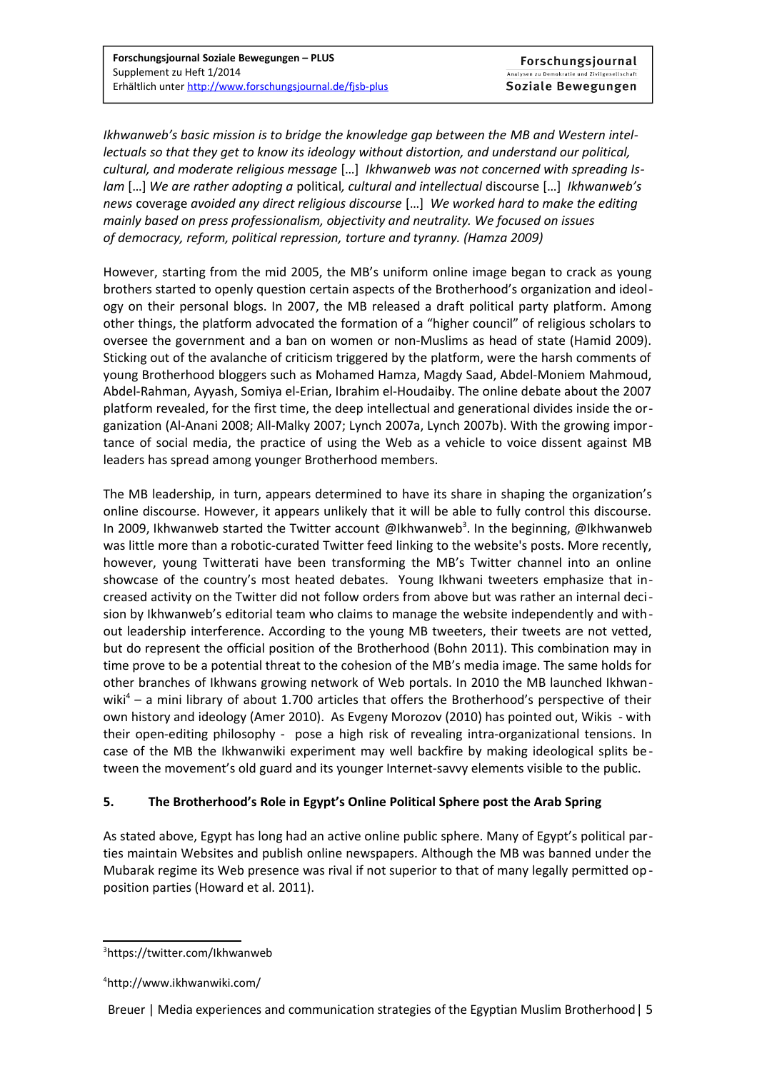*Ikhwanweb's basic mission is to bridge the knowledge gap between the MB and Western intellectuals so that they get to know its ideology without distortion, and understand our political, cultural, and moderate religious message* […] *Ikhwanweb was not concerned with spreading Islam* […] *We are rather adopting a* political*, cultural and intellectual* discourse […] *Ikhwanweb's news* coverage *avoided any direct religious discourse* […] *We worked hard to make the editing mainly based on press professionalism, objectivity and neutrality. We focused on issues of democracy, reform, political repression, torture and tyranny. (Hamza 2009)*

However, starting from the mid 2005, the MB's uniform online image began to crack as young brothers started to openly question certain aspects of the Brotherhood's organization and ideology on their personal blogs. In 2007, the MB released a draft political party platform. Among other things, the platform advocated the formation of a "higher council" of religious scholars to oversee the government and a ban on women or non-Muslims as head of state (Hamid 2009). Sticking out of the avalanche of criticism triggered by the platform, were the harsh comments of young Brotherhood bloggers such as Mohamed Hamza, Magdy Saad, Abdel-Moniem Mahmoud, Abdel-Rahman, Ayyash, Somiya el-Erian, Ibrahim el-Houdaiby. The online debate about the 2007 platform revealed, for the first time, the deep intellectual and generational divides inside the organization (Al-Anani 2008; All-Malky 2007; Lynch 2007a, Lynch 2007b). With the growing importance of social media, the practice of using the Web as a vehicle to voice dissent against MB leaders has spread among younger Brotherhood members.

The MB leadership, in turn, appears determined to have its share in shaping the organization's online discourse. However, it appears unlikely that it will be able to fully control this discourse. In 2009, Ikhwanweb started the Twitter account @Ikhwanweb[3]. In the beginning, @Ikhwanweb was little more than a robotic-curated Twitter feed linking to the website's posts. More recently, however, young Twitterati have been transforming the MB's Twitter channel into an online showcase of the country's most heated debates. Young Ikhwani tweeters emphasize that increased activity on the Twitter did not follow orders from above but was rather an internal decision by Ikhwanweb's editorial team who claims to manage the website independently and without leadership interference. According to the young MB tweeters, their tweets are not vetted, but do represent the official position of the Brotherhood (Bohn 2011). This combination may in time prove to be a potential threat to the cohesion of the MB's media image. The same holds for other branches of Ikhwans growing network of Web portals. In 2010 the MB launched Ikhwanwiki[4] – a mini library of about 1.700 articles that offers the Brotherhood's perspective of their own history and ideology (Amer 2010). As Evgeny Morozov (2010) has pointed out, Wikis - with their open-editing philosophy - pose a high risk of revealing intra-organizational tensions. In case of the MB the Ikhwanwiki experiment may well backfire by making ideological splits between the movement's old guard and its younger Internet-savvy elements visible to the public.

## 5. The Brotherhood's Role in Egypt's Online Political Sphere post the Arab Spring

As stated above, Egypt has long had an active online public sphere. Many of Egypt's political parties maintain Websites and publish online newspapers. Although the MB was banned under the Mubarak regime its Web presence was rival if not superior to that of many legally permitted opposition parties (Howard et al. 2011).

---

[3] https://twitter.com/Ikhwanweb

[4] http://www.ikhwanwiki.com/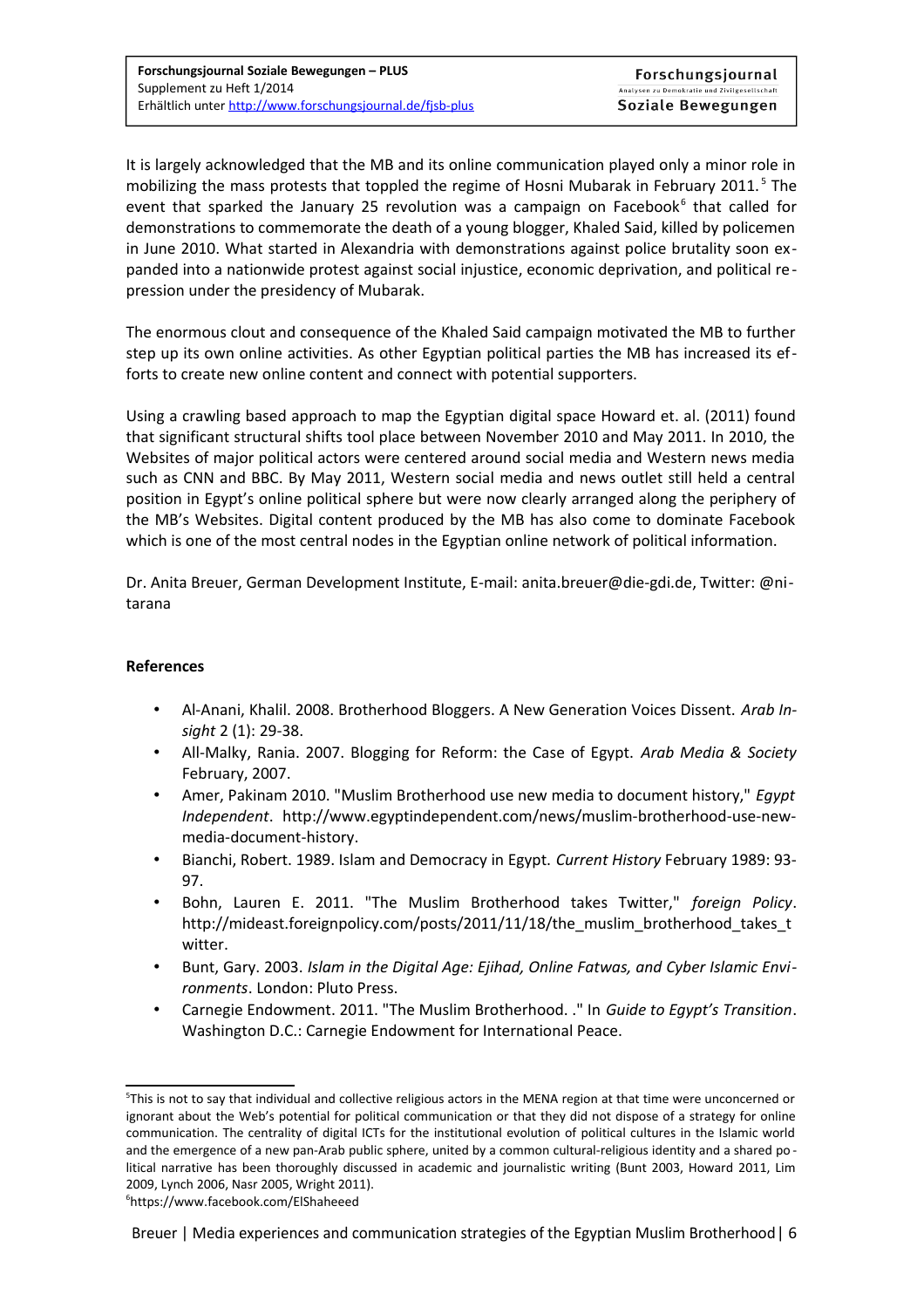It is largely acknowledged that the MB and its online communication played only a minor role in mobilizing the mass protests that toppled the regime of Hosni Mubarak in February 2011.[5] The event that sparked the January 25 revolution was a campaign on Facebook[6] that called for demonstrations to commemorate the death of a young blogger, Khaled Said, killed by policemen in June 2010. What started in Alexandria with demonstrations against police brutality soon expanded into a nationwide protest against social injustice, economic deprivation, and political repression under the presidency of Mubarak.

The enormous clout and consequence of the Khaled Said campaign motivated the MB to further step up its own online activities. As other Egyptian political parties the MB has increased its efforts to create new online content and connect with potential supporters.

Using a crawling based approach to map the Egyptian digital space Howard et. al. (2011) found that significant structural shifts tool place between November 2010 and May 2011. In 2010, the Websites of major political actors were centered around social media and Western news media such as CNN and BBC. By May 2011, Western social media and news outlet still held a central position in Egypt's online political sphere but were now clearly arranged along the periphery of the MB's Websites. Digital content produced by the MB has also come to dominate Facebook which is one of the most central nodes in the Egyptian online network of political information.

Dr. Anita Breuer, German Development Institute, E-mail: anita.breuer@die-gdi.de, Twitter: @nitarana

### References

- Al-Anani, Khalil. 2008. Brotherhood Bloggers. A New Generation Voices Dissent. *Arab Insight* 2 (1): 29-38.
- All-Malky, Rania. 2007. Blogging for Reform: the Case of Egypt. *Arab Media & Society* February, 2007.
- Amer, Pakinam 2010. "Muslim Brotherhood use new media to document history," *Egypt Independent*. http://www.egyptindependent.com/news/muslim-brotherhood-use-new-media-document-history.
- Bianchi, Robert. 1989. Islam and Democracy in Egypt. *Current History* February 1989: 93-97.
- Bohn, Lauren E. 2011. "The Muslim Brotherhood takes Twitter," *foreign Policy*. http://mideast.foreignpolicy.com/posts/2011/11/18/the_muslim_brotherhood_takes_twitter.
- Bunt, Gary. 2003. *Islam in the Digital Age: Ejihad, Online Fatwas, and Cyber Islamic Environments*. London: Pluto Press.
- Carnegie Endowment. 2011. "The Muslim Brotherhood. ." In *Guide to Egypt's Transition*. Washington D.C.: Carnegie Endowment for International Peace.

---

[5] This is not to say that individual and collective religious actors in the MENA region at that time were unconcerned or ignorant about the Web's potential for political communication or that they did not dispose of a strategy for online communication. The centrality of digital ICTs for the institutional evolution of political cultures in the Islamic world and the emergence of a new pan-Arab public sphere, united by a common cultural-religious identity and a shared political narrative has been thoroughly discussed in academic and journalistic writing (Bunt 2003, Howard 2011, Lim 2009, Lynch 2006, Nasr 2005, Wright 2011).

[6] https://www.facebook.com/ElShaheeed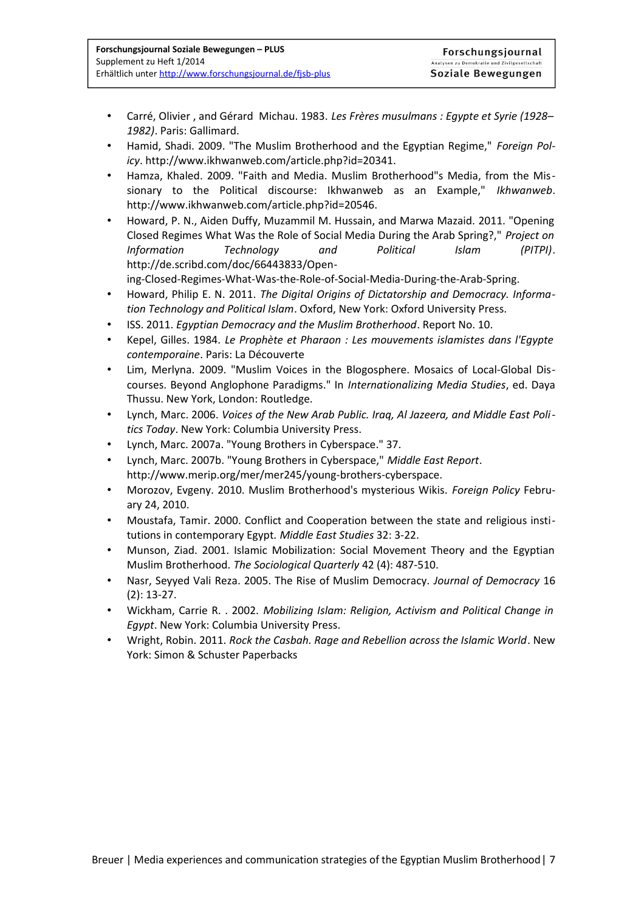- Carré, Olivier , and Gérard Michau. 1983. *Les Frères musulmans : Egypte et Syrie (1928–1982)*. Paris: Gallimard.
- Hamid, Shadi. 2009. "The Muslim Brotherhood and the Egyptian Regime," *Foreign Policy*. http://www.ikhwanweb.com/article.php?id=20341.
- Hamza, Khaled. 2009. "Faith and Media. Muslim Brotherhood"s Media, from the Missionary to the Political discourse: Ikhwanweb as an Example," *Ikhwanweb*. http://www.ikhwanweb.com/article.php?id=20546.
- Howard, P. N., Aiden Duffy, Muzammil M. Hussain, and Marwa Mazaid. 2011. "Opening Closed Regimes What Was the Role of Social Media During the Arab Spring?," *Project on Information Technology and Political Islam (PITPI)*. http://de.scribd.com/doc/66443833/Opening-Closed-Regimes-What-Was-the-Role-of-Social-Media-During-the-Arab-Spring.
- Howard, Philip E. N. 2011. *The Digital Origins of Dictatorship and Democracy. Information Technology and Political Islam*. Oxford, New York: Oxford University Press.
- ISS. 2011. *Egyptian Democracy and the Muslim Brotherhood*. Report No. 10.
- Kepel, Gilles. 1984. *Le Prophète et Pharaon : Les mouvements islamistes dans l'Egypte contemporaine*. Paris: La Découverte
- Lim, Merlyna. 2009. "Muslim Voices in the Blogosphere. Mosaics of Local-Global Discourses. Beyond Anglophone Paradigms." In *Internationalizing Media Studies*, ed. Daya Thussu. New York, London: Routledge.
- Lynch, Marc. 2006. *Voices of the New Arab Public. Iraq, Al Jazeera, and Middle East Politics Today*. New York: Columbia University Press.
- Lynch, Marc. 2007a. "Young Brothers in Cyberspace." 37.
- Lynch, Marc. 2007b. "Young Brothers in Cyberspace," *Middle East Report*. http://www.merip.org/mer/mer245/young-brothers-cyberspace.
- Morozov, Evgeny. 2010. Muslim Brotherhood's mysterious Wikis. *Foreign Policy* February 24, 2010.
- Moustafa, Tamir. 2000. Conflict and Cooperation between the state and religious institutions in contemporary Egypt. *Middle East Studies* 32: 3-22.
- Munson, Ziad. 2001. Islamic Mobilization: Social Movement Theory and the Egyptian Muslim Brotherhood. *The Sociological Quarterly* 42 (4): 487-510.
- Nasr, Seyyed Vali Reza. 2005. The Rise of Muslim Democracy. *Journal of Democracy* 16 (2): 13-27.
- Wickham, Carrie R. . 2002. *Mobilizing Islam: Religion, Activism and Political Change in Egypt*. New York: Columbia University Press.
- Wright, Robin. 2011. *Rock the Casbah. Rage and Rebellion across the Islamic World*. New York: Simon & Schuster Paperbacks